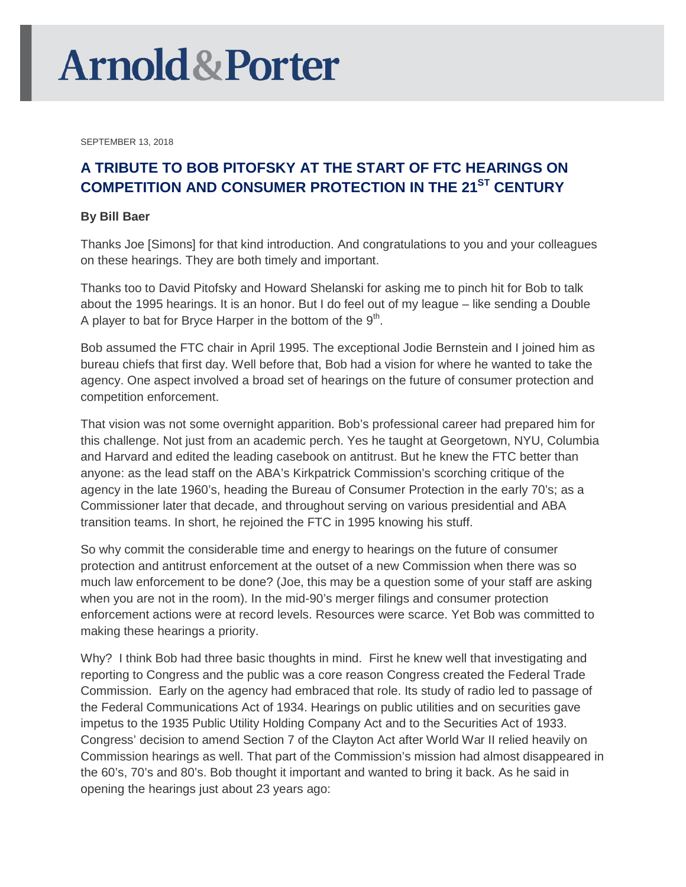# Arnold & Porter

SEPTEMBER 13, 2018

## A TRIBUTE TO BOB PITOFSKY AT THE START OF FTC HEARINGS ON COMPETITION AND CONSUMER PROTECTION IN THE 21ST CENTURY

**By Bill Baer**

Thanks Joe [Simons] for that kind introduction. And congratulations to you and your colleagues on these hearings. They are both timely and important.

Thanks too to David Pitofsky and Howard Shelanski for asking me to pinch hit for Bob to talk about the 1995 hearings. It is an honor. But I do feel out of my league – like sending a Double A player to bat for Bryce Harper in the bottom of the 9th.

Bob assumed the FTC chair in April 1995. The exceptional Jodie Bernstein and I joined him as bureau chiefs that first day. Well before that, Bob had a vision for where he wanted to take the agency. One aspect involved a broad set of hearings on the future of consumer protection and competition enforcement.

That vision was not some overnight apparition. Bob's professional career had prepared him for this challenge. Not just from an academic perch. Yes he taught at Georgetown, NYU, Columbia and Harvard and edited the leading casebook on antitrust. But he knew the FTC better than anyone: as the lead staff on the ABA's Kirkpatrick Commission's scorching critique of the agency in the late 1960's, heading the Bureau of Consumer Protection in the early 70's; as a Commissioner later that decade, and throughout serving on various presidential and ABA transition teams. In short, he rejoined the FTC in 1995 knowing his stuff.

So why commit the considerable time and energy to hearings on the future of consumer protection and antitrust enforcement at the outset of a new Commission when there was so much law enforcement to be done? (Joe, this may be a question some of your staff are asking when you are not in the room). In the mid-90's merger filings and consumer protection enforcement actions were at record levels. Resources were scarce. Yet Bob was committed to making these hearings a priority.

Why? I think Bob had three basic thoughts in mind. First he knew well that investigating and reporting to Congress and the public was a core reason Congress created the Federal Trade Commission. Early on the agency had embraced that role. Its study of radio led to passage of the Federal Communications Act of 1934. Hearings on public utilities and on securities gave impetus to the 1935 Public Utility Holding Company Act and to the Securities Act of 1933. Congress' decision to amend Section 7 of the Clayton Act after World War II relied heavily on Commission hearings as well. That part of the Commission's mission had almost disappeared in the 60's, 70's and 80's. Bob thought it important and wanted to bring it back. As he said in opening the hearings just about 23 years ago: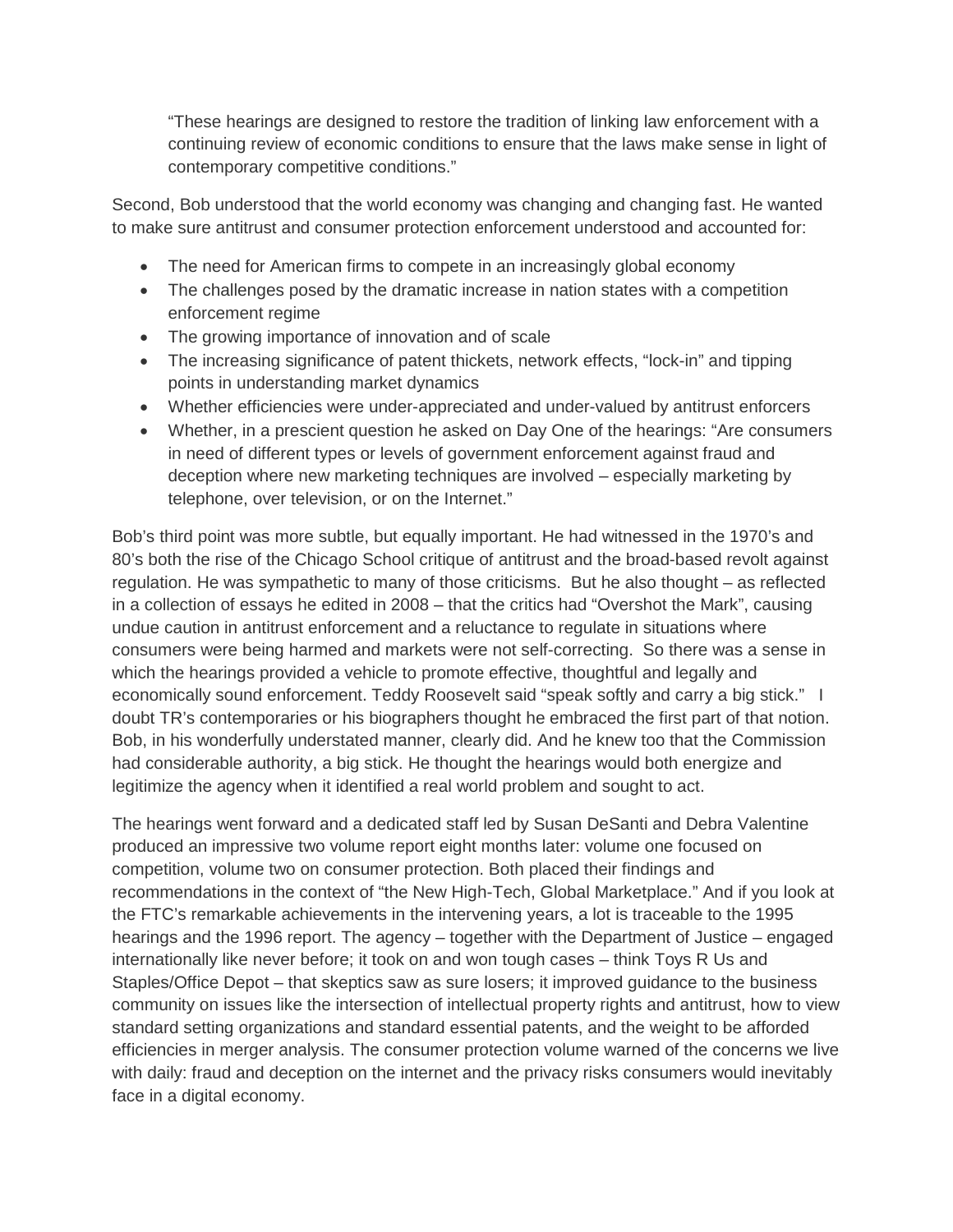> "These hearings are designed to restore the tradition of linking law enforcement with a continuing review of economic conditions to ensure that the laws make sense in light of contemporary competitive conditions."

Second, Bob understood that the world economy was changing and changing fast. He wanted to make sure antitrust and consumer protection enforcement understood and accounted for:

- The need for American firms to compete in an increasingly global economy
- The challenges posed by the dramatic increase in nation states with a competition enforcement regime
- The growing importance of innovation and of scale
- The increasing significance of patent thickets, network effects, "lock-in" and tipping points in understanding market dynamics
- Whether efficiencies were under-appreciated and under-valued by antitrust enforcers
- Whether, in a prescient question he asked on Day One of the hearings: "Are consumers in need of different types or levels of government enforcement against fraud and deception where new marketing techniques are involved – especially marketing by telephone, over television, or on the Internet."

Bob's third point was more subtle, but equally important. He had witnessed in the 1970's and 80's both the rise of the Chicago School critique of antitrust and the broad-based revolt against regulation. He was sympathetic to many of those criticisms. But he also thought – as reflected in a collection of essays he edited in 2008 – that the critics had "Overshot the Mark", causing undue caution in antitrust enforcement and a reluctance to regulate in situations where consumers were being harmed and markets were not self-correcting. So there was a sense in which the hearings provided a vehicle to promote effective, thoughtful and legally and economically sound enforcement. Teddy Roosevelt said "speak softly and carry a big stick." I doubt TR's contemporaries or his biographers thought he embraced the first part of that notion. Bob, in his wonderfully understated manner, clearly did. And he knew too that the Commission had considerable authority, a big stick. He thought the hearings would both energize and legitimize the agency when it identified a real world problem and sought to act.

The hearings went forward and a dedicated staff led by Susan DeSanti and Debra Valentine produced an impressive two volume report eight months later: volume one focused on competition, volume two on consumer protection. Both placed their findings and recommendations in the context of "the New High-Tech, Global Marketplace." And if you look at the FTC's remarkable achievements in the intervening years, a lot is traceable to the 1995 hearings and the 1996 report. The agency – together with the Department of Justice – engaged internationally like never before; it took on and won tough cases – think Toys R Us and Staples/Office Depot – that skeptics saw as sure losers; it improved guidance to the business community on issues like the intersection of intellectual property rights and antitrust, how to view standard setting organizations and standard essential patents, and the weight to be afforded efficiencies in merger analysis. The consumer protection volume warned of the concerns we live with daily: fraud and deception on the internet and the privacy risks consumers would inevitably face in a digital economy.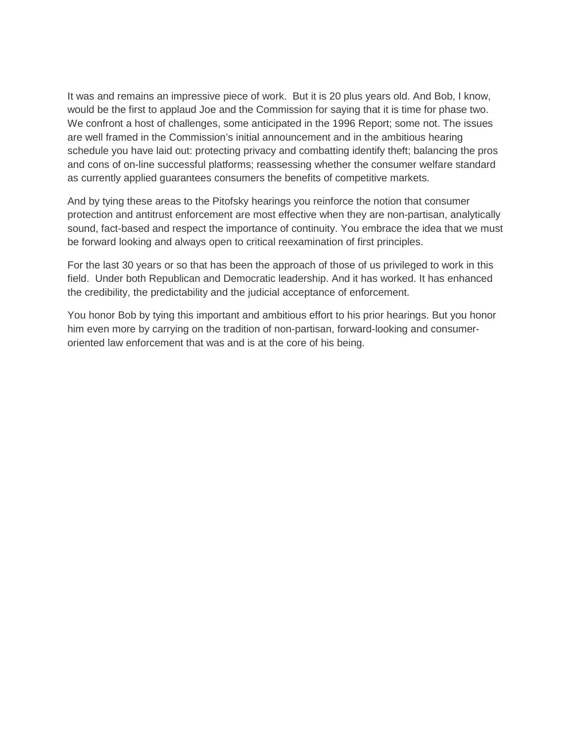It was and remains an impressive piece of work. But it is 20 plus years old. And Bob, I know, would be the first to applaud Joe and the Commission for saying that it is time for phase two. We confront a host of challenges, some anticipated in the 1996 Report; some not. The issues are well framed in the Commission's initial announcement and in the ambitious hearing schedule you have laid out: protecting privacy and combatting identify theft; balancing the pros and cons of on-line successful platforms; reassessing whether the consumer welfare standard as currently applied guarantees consumers the benefits of competitive markets.

And by tying these areas to the Pitofsky hearings you reinforce the notion that consumer protection and antitrust enforcement are most effective when they are non-partisan, analytically sound, fact-based and respect the importance of continuity. You embrace the idea that we must be forward looking and always open to critical reexamination of first principles.

For the last 30 years or so that has been the approach of those of us privileged to work in this field. Under both Republican and Democratic leadership. And it has worked. It has enhanced the credibility, the predictability and the judicial acceptance of enforcement.

You honor Bob by tying this important and ambitious effort to his prior hearings. But you honor him even more by carrying on the tradition of non-partisan, forward-looking and consumer-oriented law enforcement that was and is at the core of his being.